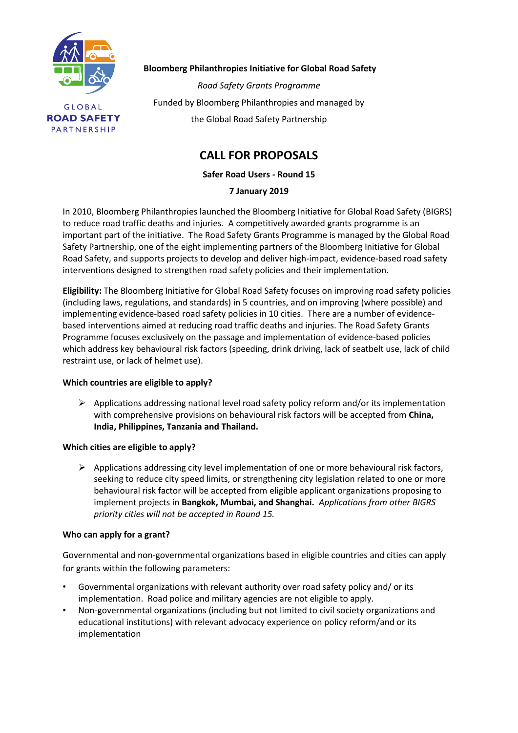GLOBAL
**ROAD SAFETY**
PARTNERSHIP

**Bloomberg Philanthropies Initiative for Global Road Safety**

*Road Safety Grants Programme*

Funded by Bloomberg Philanthropies and managed by the Global Road Safety Partnership

# CALL FOR PROPOSALS

**Safer Road Users - Round 15**

**7 January 2019**

In 2010, Bloomberg Philanthropies launched the Bloomberg Initiative for Global Road Safety (BIGRS) to reduce road traffic deaths and injuries. A competitively awarded grants programme is an important part of the initiative. The Road Safety Grants Programme is managed by the Global Road Safety Partnership, one of the eight implementing partners of the Bloomberg Initiative for Global Road Safety, and supports projects to develop and deliver high-impact, evidence-based road safety interventions designed to strengthen road safety policies and their implementation.

**Eligibility:** The Bloomberg Initiative for Global Road Safety focuses on improving road safety policies (including laws, regulations, and standards) in 5 countries, and on improving (where possible) and implementing evidence-based road safety policies in 10 cities. There are a number of evidence-based interventions aimed at reducing road traffic deaths and injuries. The Road Safety Grants Programme focuses exclusively on the passage and implementation of evidence-based policies which address key behavioural risk factors (speeding, drink driving, lack of seatbelt use, lack of child restraint use, or lack of helmet use).

**Which countries are eligible to apply?**

- Applications addressing national level road safety policy reform and/or its implementation with comprehensive provisions on behavioural risk factors will be accepted from **China, India, Philippines, Tanzania and Thailand.**

**Which cities are eligible to apply?**

- Applications addressing city level implementation of one or more behavioural risk factors, seeking to reduce city speed limits, or strengthening city legislation related to one or more behavioural risk factor will be accepted from eligible applicant organizations proposing to implement projects in **Bangkok, Mumbai, and Shanghai.** *Applications from other BIGRS priority cities will not be accepted in Round 15.*

**Who can apply for a grant?**

Governmental and non-governmental organizations based in eligible countries and cities can apply for grants within the following parameters:

- Governmental organizations with relevant authority over road safety policy and/ or its implementation. Road police and military agencies are not eligible to apply.
- Non-governmental organizations (including but not limited to civil society organizations and educational institutions) with relevant advocacy experience on policy reform/and or its implementation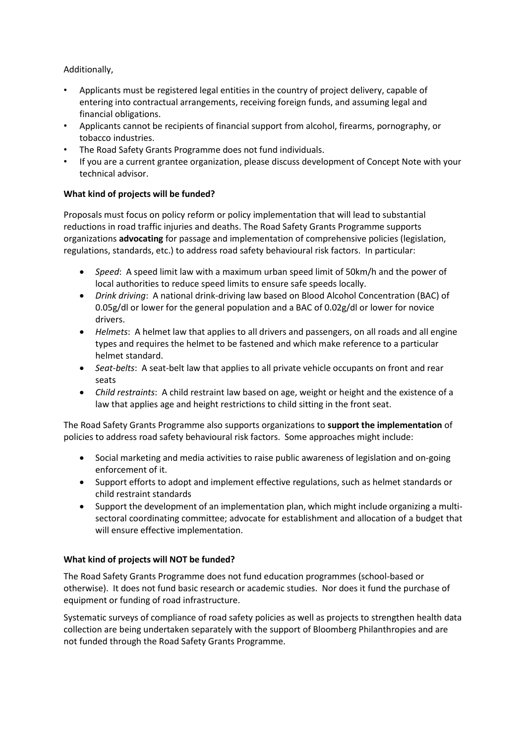Additionally,

- Applicants must be registered legal entities in the country of project delivery, capable of entering into contractual arrangements, receiving foreign funds, and assuming legal and financial obligations.
- Applicants cannot be recipients of financial support from alcohol, firearms, pornography, or tobacco industries.
- The Road Safety Grants Programme does not fund individuals.
- If you are a current grantee organization, please discuss development of Concept Note with your technical advisor.

**What kind of projects will be funded?**

Proposals must focus on policy reform or policy implementation that will lead to substantial reductions in road traffic injuries and deaths. The Road Safety Grants Programme supports organizations **advocating** for passage and implementation of comprehensive policies (legislation, regulations, standards, etc.) to address road safety behavioural risk factors. In particular:

- *Speed*: A speed limit law with a maximum urban speed limit of 50km/h and the power of local authorities to reduce speed limits to ensure safe speeds locally.
- *Drink driving*: A national drink-driving law based on Blood Alcohol Concentration (BAC) of 0.05g/dl or lower for the general population and a BAC of 0.02g/dl or lower for novice drivers.
- *Helmets*: A helmet law that applies to all drivers and passengers, on all roads and all engine types and requires the helmet to be fastened and which make reference to a particular helmet standard.
- *Seat-belts*: A seat-belt law that applies to all private vehicle occupants on front and rear seats
- *Child restraints*: A child restraint law based on age, weight or height and the existence of a law that applies age and height restrictions to child sitting in the front seat.

The Road Safety Grants Programme also supports organizations to **support the implementation** of policies to address road safety behavioural risk factors. Some approaches might include:

- Social marketing and media activities to raise public awareness of legislation and on-going enforcement of it.
- Support efforts to adopt and implement effective regulations, such as helmet standards or child restraint standards
- Support the development of an implementation plan, which might include organizing a multi-sectoral coordinating committee; advocate for establishment and allocation of a budget that will ensure effective implementation.

**What kind of projects will NOT be funded?**

The Road Safety Grants Programme does not fund education programmes (school-based or otherwise). It does not fund basic research or academic studies. Nor does it fund the purchase of equipment or funding of road infrastructure.

Systematic surveys of compliance of road safety policies as well as projects to strengthen health data collection are being undertaken separately with the support of Bloomberg Philanthropies and are not funded through the Road Safety Grants Programme.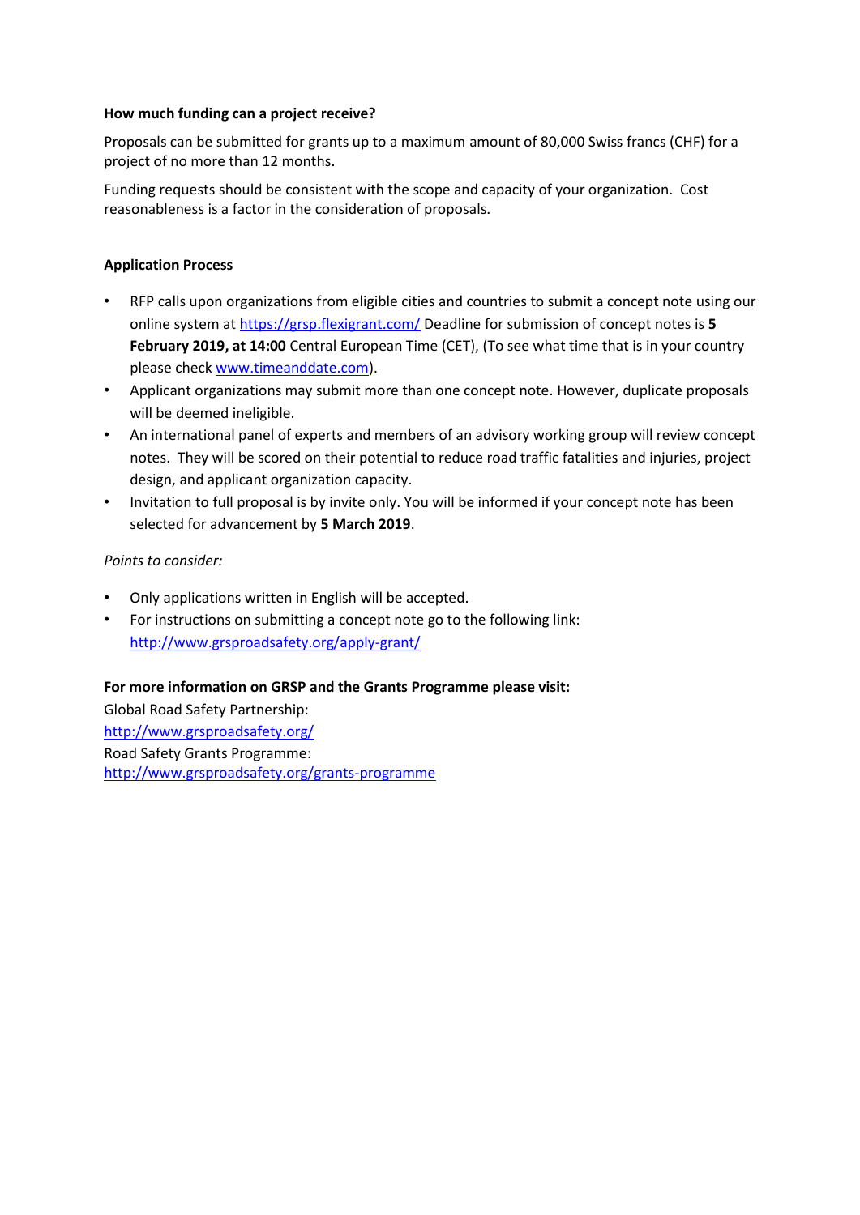**How much funding can a project receive?**

Proposals can be submitted for grants up to a maximum amount of 80,000 Swiss francs (CHF) for a project of no more than 12 months.

Funding requests should be consistent with the scope and capacity of your organization. Cost reasonableness is a factor in the consideration of proposals.

**Application Process**

- RFP calls upon organizations from eligible cities and countries to submit a concept note using our online system at https://grsp.flexigrant.com/ Deadline for submission of concept notes is **5 February 2019, at 14:00** Central European Time (CET), (To see what time that is in your country please check www.timeanddate.com).
- Applicant organizations may submit more than one concept note. However, duplicate proposals will be deemed ineligible.
- An international panel of experts and members of an advisory working group will review concept notes. They will be scored on their potential to reduce road traffic fatalities and injuries, project design, and applicant organization capacity.
- Invitation to full proposal is by invite only. You will be informed if your concept note has been selected for advancement by **5 March 2019**.

*Points to consider:*

- Only applications written in English will be accepted.
- For instructions on submitting a concept note go to the following link: http://www.grsproadsafety.org/apply-grant/

**For more information on GRSP and the Grants Programme please visit:**

Global Road Safety Partnership:
http://www.grsproadsafety.org/
Road Safety Grants Programme:
http://www.grsproadsafety.org/grants-programme